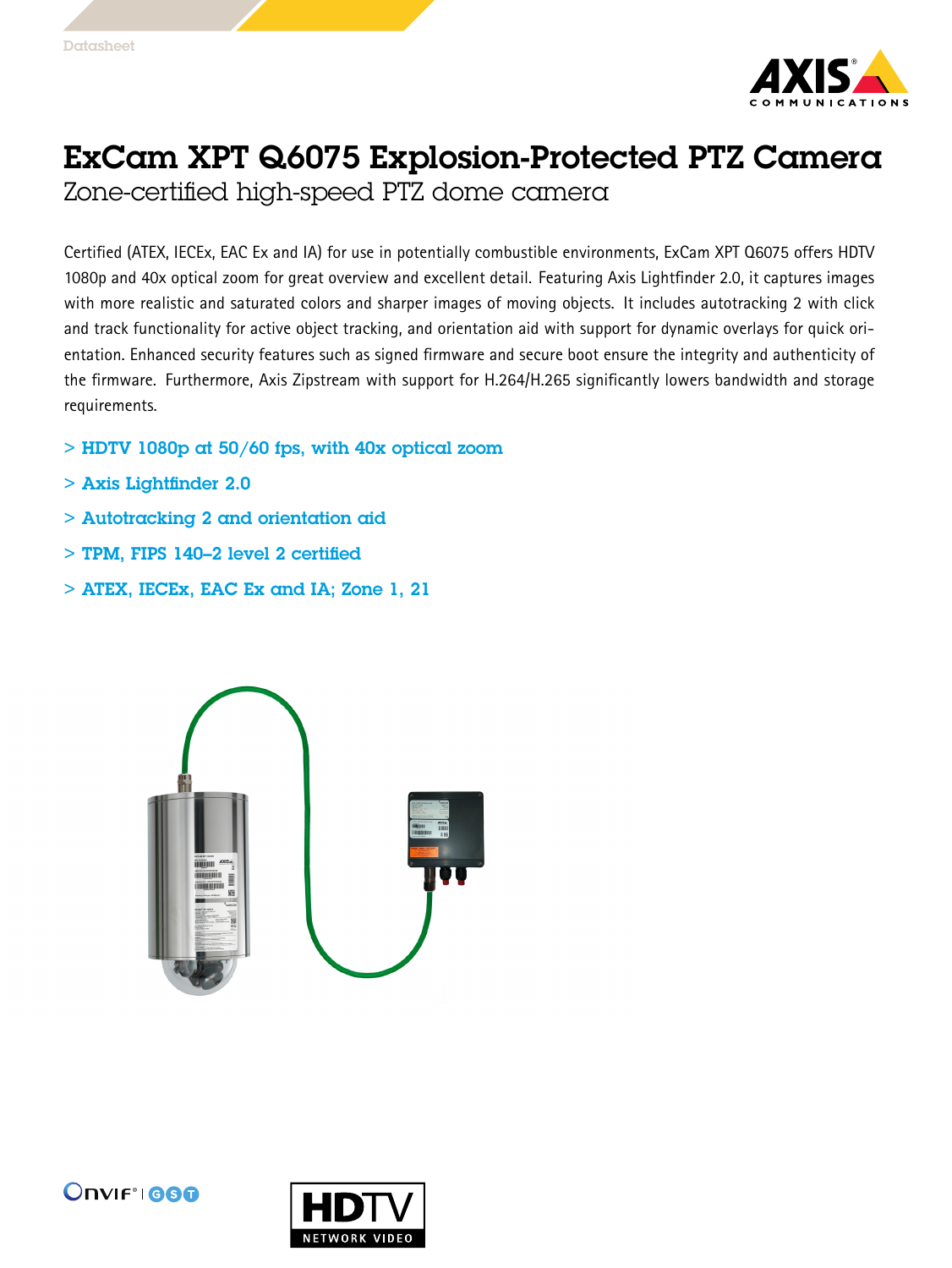Datasheet

# ExCam XPT Q6075 Explosion-Protected PTZ Camera

## Zone-certified high-speed PTZ dome camera

Certified (ATEX, IECEx, EAC Ex and IA) for use in potentially combustible environments, ExCam XPT Q6075 offers HDTV 1080p and 40x optical zoom for great overview and excellent detail. Featuring Axis Lightfinder 2.0, it captures images with more realistic and saturated colors and sharper images of moving objects. It includes autotracking 2 with click and track functionality for active object tracking, and orientation aid with support for dynamic overlays for quick orientation. Enhanced security features such as signed firmware and secure boot ensure the integrity and authenticity of the firmware. Furthermore, Axis Zipstream with support for H.264/H.265 significantly lowers bandwidth and storage requirements.

- > **HDTV 1080p at 50/60 fps, with 40x optical zoom**
- > **Axis Lightfinder 2.0**
- > **Autotracking 2 and orientation aid**
- > **TPM, FIPS 140–2 level 2 certified**
- > **ATEX, IECEx, EAC Ex and IA; Zone 1, 21**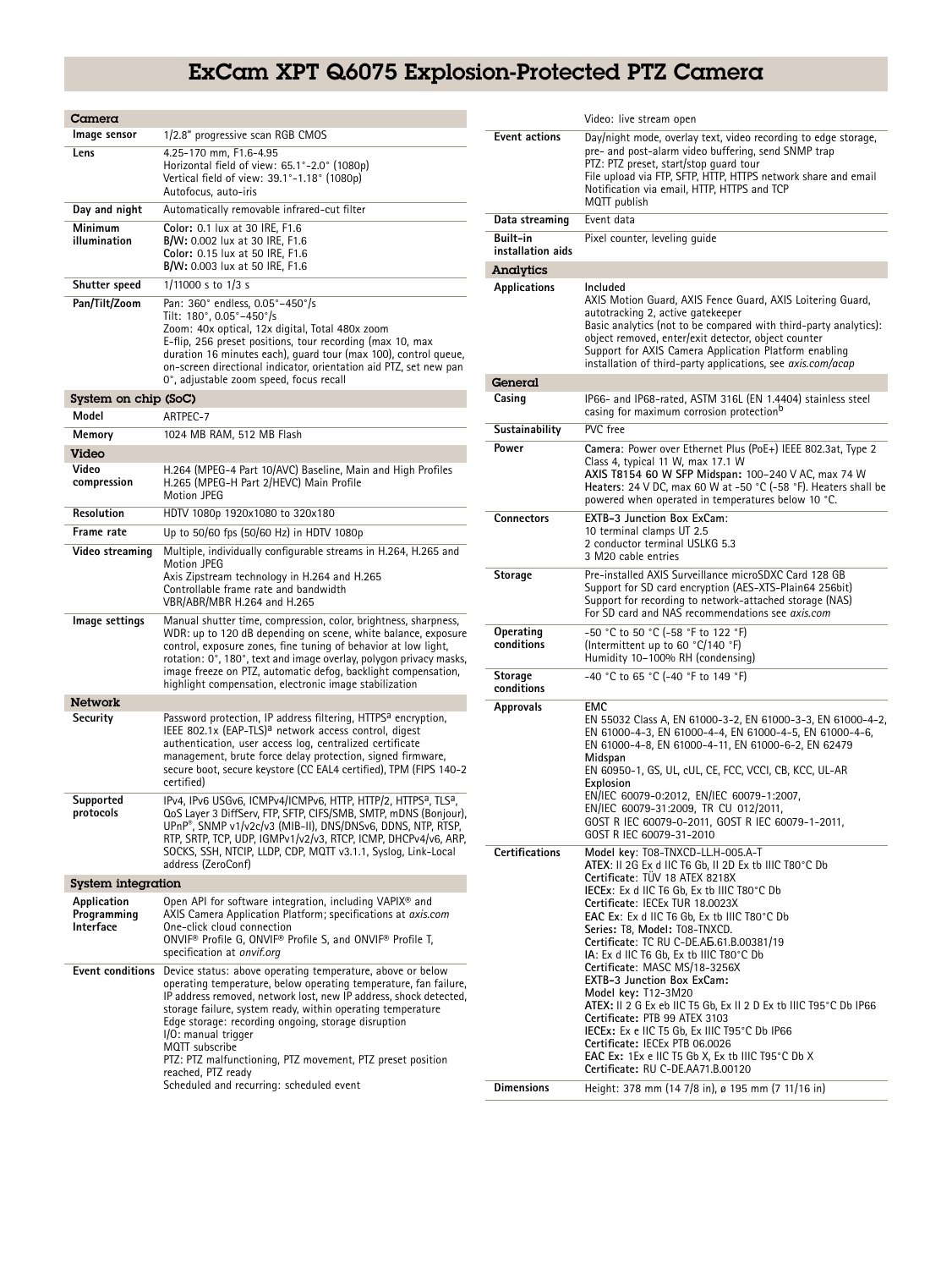# ExCam XPT Q6075 Explosion-Protected PTZ Camera

## Camera

| | |
|---|---|
| **Image sensor** | 1/2.8" progressive scan RGB CMOS |
| **Lens** | 4.25–170 mm, F1.6–4.95<br>Horizontal field of view: 65.1°–2.0° (1080p)<br>Vertical field of view: 39.1°–1.18° (1080p)<br>Autofocus, auto-iris |
| **Day and night** | Automatically removable infrared-cut filter |
| **Minimum illumination** | **Color:** 0.1 lux at 30 IRE, F1.6<br>**B/W:** 0.002 lux at 30 IRE, F1.6<br>**Color:** 0.15 lux at 50 IRE, F1.6<br>**B/W:** 0.003 lux at 50 IRE, F1.6 |
| **Shutter speed** | 1/11000 s to 1/3 s |
| **Pan/Tilt/Zoom** | Pan: 360° endless, 0.05°–450°/s<br>Tilt: 180°, 0.05°–450°/s<br>Zoom: 40x optical, 12x digital, Total 480x zoom<br>E-flip, 256 preset positions, tour recording (max 10, max duration 16 minutes each), guard tour (max 100), control queue, on-screen directional indicator, orientation aid PTZ, set new pan 0°, adjustable zoom speed, focus recall |

## System on chip (SoC)

| | |
|---|---|
| **Model** | ARTPEC-7 |
| **Memory** | 1024 MB RAM, 512 MB Flash |

## Video

| | |
|---|---|
| **Video compression** | H.264 (MPEG-4 Part 10/AVC) Baseline, Main and High Profiles<br>H.265 (MPEG-H Part 2/HEVC) Main Profile<br>Motion JPEG |
| **Resolution** | HDTV 1080p 1920x1080 to 320x180 |
| **Frame rate** | Up to 50/60 fps (50/60 Hz) in HDTV 1080p |
| **Video streaming** | Multiple, individually configurable streams in H.264, H.265 and Motion JPEG<br>Axis Zipstream technology in H.264 and H.265<br>Controllable frame rate and bandwidth<br>VBR/ABR/MBR H.264 and H.265 |
| **Image settings** | Manual shutter time, compression, color, brightness, sharpness, WDR: up to 120 dB depending on scene, white balance, exposure control, exposure zones, fine tuning of behavior at low light, rotation: 0°, 180°, text and image overlay, polygon privacy masks, image freeze on PTZ, automatic defog, backlight compensation, highlight compensation, electronic image stabilization |

## Network

| | |
|---|---|
| **Security** | Password protection, IP address filtering, HTTPS[a] encryption, IEEE 802.1x (EAP-TLS)[a] network access control, digest authentication, user access log, centralized certificate management, brute force delay protection, signed firmware, secure boot, secure keystore (CC EAL4 certified), TPM (FIPS 140-2 certified) |
| **Supported protocols** | IPv4, IPv6 USGv6, ICMPv4/ICMPv6, HTTP, HTTP/2, HTTPS[a], TLS[a], QoS Layer 3 DiffServ, FTP, SFTP, CIFS/SMB, SMTP, mDNS (Bonjour), UPnP®, SNMP v1/v2c/v3 (MIB-II), DNS/DNSv6, DDNS, NTP, RTSP, RTP, SRTP, TCP, UDP, IGMPv1/v2/v3, RTCP, ICMP, DHCPv4/v6, ARP, SOCKS, SSH, NTCIP, LLDP, CDP, MQTT v3.1.1, Syslog, Link-Local address (ZeroConf) |

## System integration

| | |
|---|---|
| **Application Programming Interface** | Open API for software integration, including VAPIX® and AXIS Camera Application Platform; specifications at *axis.com*<br>One-click cloud connection<br>ONVIF® Profile G, ONVIF® Profile S, and ONVIF® Profile T, specification at *onvif.org* |
| **Event conditions** | Device status: above operating temperature, above or below operating temperature, below operating temperature, fan failure, IP address removed, network lost, new IP address, shock detected, storage failure, system ready, within operating temperature<br>Edge storage: recording ongoing, storage disruption<br>I/O: manual trigger<br>MQTT subscribe<br>PTZ: PTZ malfunctioning, PTZ movement, PTZ preset position reached, PTZ ready<br>Scheduled and recurring: scheduled event<br>Video: live stream open |
| **Event actions** | Day/night mode, overlay text, video recording to edge storage, pre- and post-alarm video buffering, send SNMP trap<br>PTZ: PTZ preset, start/stop guard tour<br>File upload via FTP, SFTP, HTTP, HTTPS network share and email<br>Notification via email, HTTP, HTTPS and TCP<br>MQTT publish |
| **Data streaming** | Event data |
| **Built-in installation aids** | Pixel counter, leveling guide |

## Analytics

| | |
|---|---|
| **Applications** | **Included**<br>AXIS Motion Guard, AXIS Fence Guard, AXIS Loitering Guard, autotracking 2, active gatekeeper<br>Basic analytics (not to be compared with third-party analytics): object removed, enter/exit detector, object counter<br>Support for AXIS Camera Application Platform enabling installation of third-party applications, see *axis.com/acap* |

## General

| | |
|---|---|
| **Casing** | IP66- and IP68-rated, ASTM 316L (EN 1.4404) stainless steel casing for maximum corrosion protection[b] |
| **Sustainability** | PVC free |
| **Power** | **Camera**: Power over Ethernet Plus (PoE+) IEEE 802.3at, Type 2 Class 4, typical 11 W, max 17.1 W<br>**AXIS T8154 60 W SFP Midspan:** 100–240 V AC, max 74 W<br>**Heaters**: 24 V DC, max 60 W at -50 °C (-58 °F). Heaters shall be powered when operated in temperatures below 10 °C. |
| **Connectors** | **EXTB-3 Junction Box ExCam**:<br>10 terminal clamps UT 2.5<br>2 conductor terminal USLKG 5.3<br>3 M20 cable entries |
| **Storage** | Pre-installed AXIS Surveillance microSDXC Card 128 GB<br>Support for SD card encryption (AES-XTS-Plain64 256bit)<br>Support for recording to network-attached storage (NAS)<br>For SD card and NAS recommendations see *axis.com* |
| **Operating conditions** | -50 °C to 50 °C (-58 °F to 122 °F)<br>(Intermittent up to 60 °C/140 °F)<br>Humidity 10–100% RH (condensing) |
| **Storage conditions** | -40 °C to 65 °C (-40 °F to 149 °F) |
| **Approvals** | **EMC**<br>EN 55032 Class A, EN 61000-3-2, EN 61000-3-3, EN 61000-4-2, EN 61000-4-3, EN 61000-4-4, EN 61000-4-5, EN 61000-4-6, EN 61000-4-8, EN 61000-4-11, EN 61000-6-2, EN 62479<br>**Midspan**<br>EN 60950-1, GS, UL, cUL, CE, FCC, VCCI, CB, KCC, UL-AR<br>**Explosion**<br>EN/IEC 60079-0:2012, EN/IEC 60079-1:2007, EN/IEC 60079-31:2009, TR CU 012/2011, GOST R IEC 60079-0-2011, GOST R IEC 60079-1-2011, GOST R IEC 60079-31-2010 |
| **Certifications** | **Model key**: T08-TNXCD-LLH-005.A-T<br>**ATEX**: II 2G Ex d IIC T6 Gb, II 2D Ex tb IIIC T80°C Db<br>**Certificate**: TÜV 18 ATEX 8218X<br>**IECEx**: Ex d IIC T6 Gb, Ex tb IIIC T80°C Db<br>**Certificate**: IECEx TUR 18.0023X<br>**EAC Ex**: Ex d IIC T6 Gb, Ex tb IIIC T80°C Db<br>**Series:** T8, **Model:** T08-TNXCD.<br>**Certificate**: TC RU C-DE.АБ.61.В.00381/19<br>**IA**: Ex d IIC T6 Gb, Ex tb IIIC T80°C Db<br>**Certificate**: MASC MS/18-3256X<br>**EXTB-3 Junction Box ExCam:**<br>**Model key:** T12-3M20<br>**ATEX:** II 2 G Ex eb IIC T5 Gb, Ex II 2 D Ex tb IIIC T95°C Db IP66<br>**Certificate:** PTB 99 ATEX 3103<br>**IECEx:** Ex e IIC T5 Gb, Ex IIIC T95°C Db IP66<br>**Certificate:** IECEx PTB 06.0026<br>**EAC Ex:** 1Ex e IIC T5 Gb X, Ex tb IIIC T95°C Db X<br>**Certificate:** RU C-DE.AA71.B.00120 |
| **Dimensions** | Height: 378 mm (14 7/8 in), ø 195 mm (7 11/16 in) |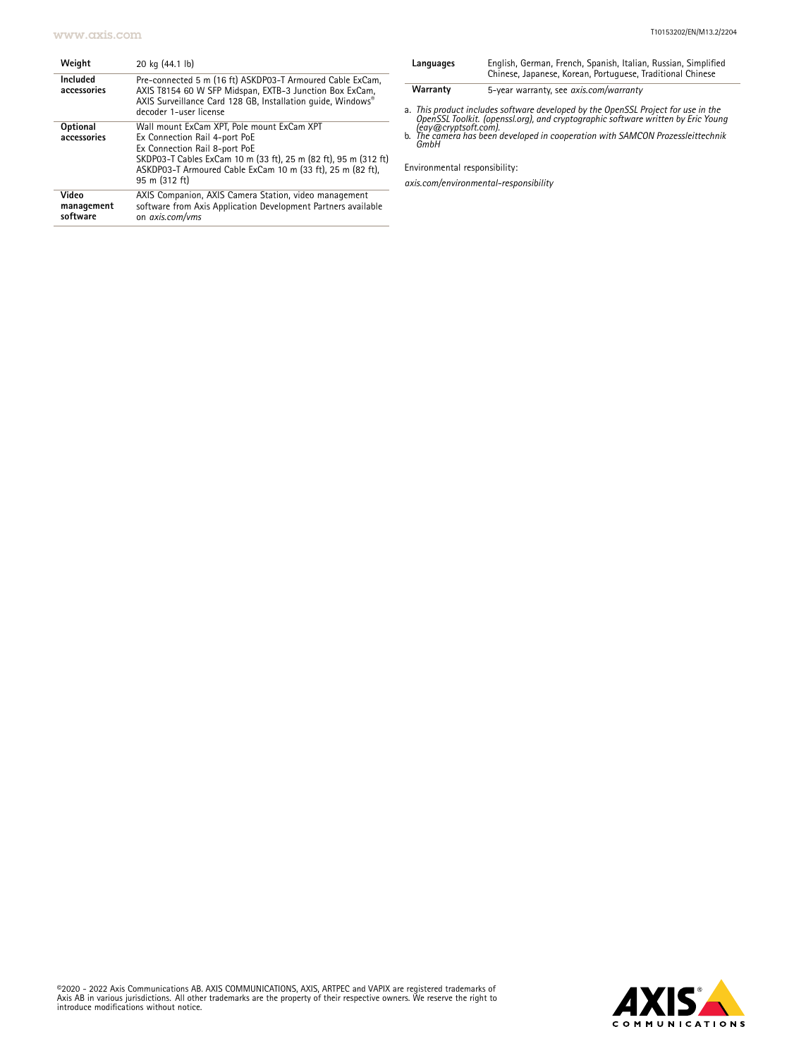| | |
|---|---|
| **Weight** | 20 kg (44.1 lb) |
| **Included accessories** | Pre-connected 5 m (16 ft) ASKDP03-T Armoured Cable ExCam, AXIS T8154 60 W SFP Midspan, EXTB-3 Junction Box ExCam, AXIS Surveillance Card 128 GB, Installation guide, Windows® decoder 1-user license |
| **Optional accessories** | Wall mount ExCam XPT, Pole mount ExCam XPT<br>Ex Connection Rail 4-port PoE<br>Ex Connection Rail 8-port PoE<br>SKDP03-T Cables ExCam 10 m (33 ft), 25 m (82 ft), 95 m (312 ft)<br>ASKDP03-T Armoured Cable ExCam 10 m (33 ft), 25 m (82 ft), 95 m (312 ft) |
| **Video management software** | AXIS Companion, AXIS Camera Station, video management software from Axis Application Development Partners available on *axis.com/vms* |
| **Languages** | English, German, French, Spanish, Italian, Russian, Simplified Chinese, Japanese, Korean, Portuguese, Traditional Chinese |
| **Warranty** | 5-year warranty, see *axis.com/warranty* |

a. *This product includes software developed by the OpenSSL Project for use in the OpenSSL Toolkit. (openssl.org), and cryptographic software written by Eric Young (eay@cryptsoft.com).*

b. *The camera has been developed in cooperation with SAMCON Prozessleittechnik GmbH*

Environmental responsibility:

*axis.com/environmental-responsibility*

©2020 - 2022 Axis Communications AB. AXIS COMMUNICATIONS, AXIS, ARTPEC and VAPIX are registered trademarks of Axis AB in various jurisdictions. All other trademarks are the property of their respective owners. We reserve the right to introduce modifications without notice.